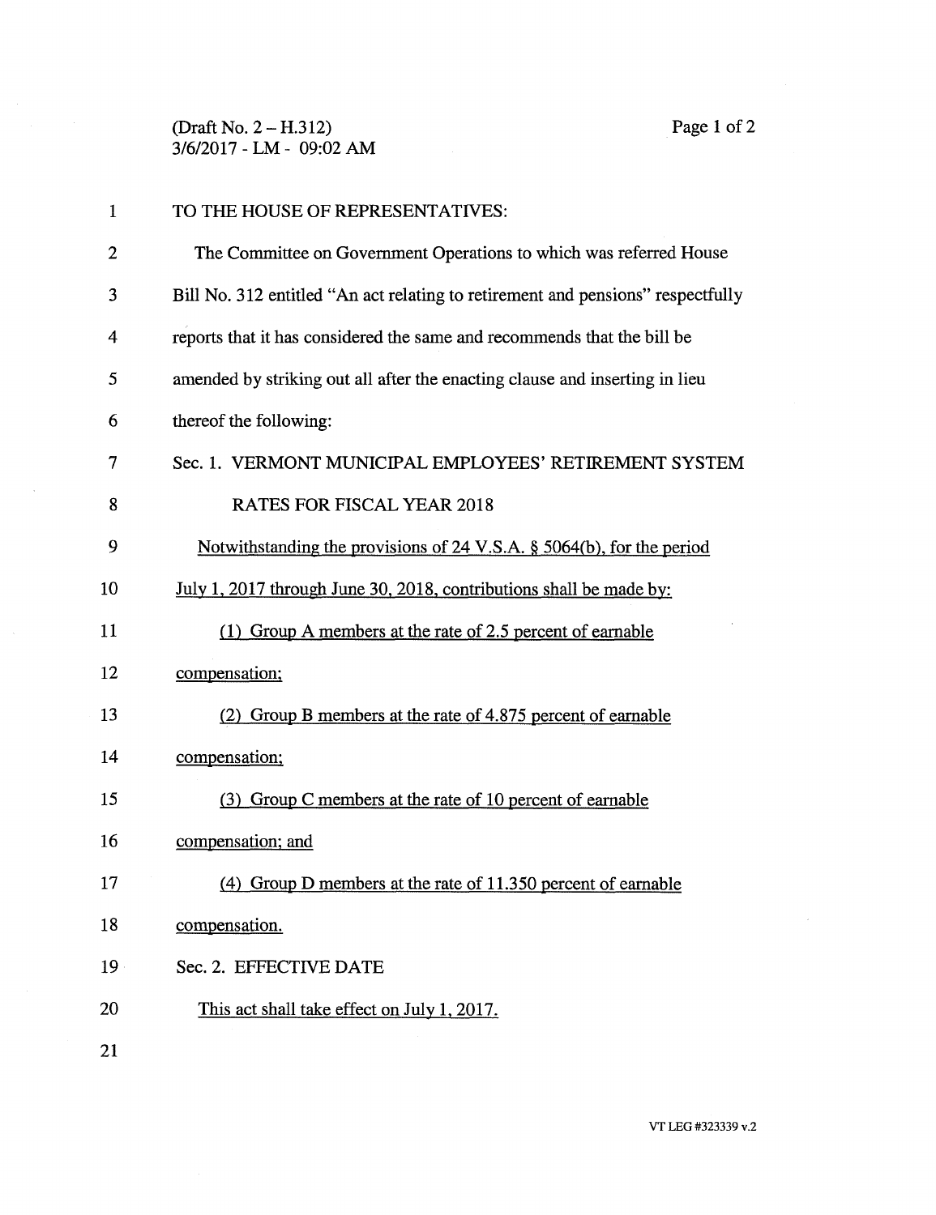(Draft No. 2 – H.312)
3/6/2017 - LM - 09:02 AM

TO THE HOUSE OF REPRESENTATIVES:

The Committee on Government Operations to which was referred House Bill No. 312 entitled "An act relating to retirement and pensions" respectfully reports that it has considered the same and recommends that the bill be amended by striking out all after the enacting clause and inserting in lieu thereof the following:

Sec. 1. VERMONT MUNICIPAL EMPLOYEES' RETIREMENT SYSTEM RATES FOR FISCAL YEAR 2018

Notwithstanding the provisions of 24 V.S.A. § 5064(b), for the period July 1, 2017 through June 30, 2018, contributions shall be made by:

(1) Group A members at the rate of 2.5 percent of earnable compensation;

(2) Group B members at the rate of 4.875 percent of earnable compensation;

(3) Group C members at the rate of 10 percent of earnable compensation; and

(4) Group D members at the rate of 11.350 percent of earnable compensation.

Sec. 2. EFFECTIVE DATE

This act shall take effect on July 1, 2017.

VT LEG #323339 v.2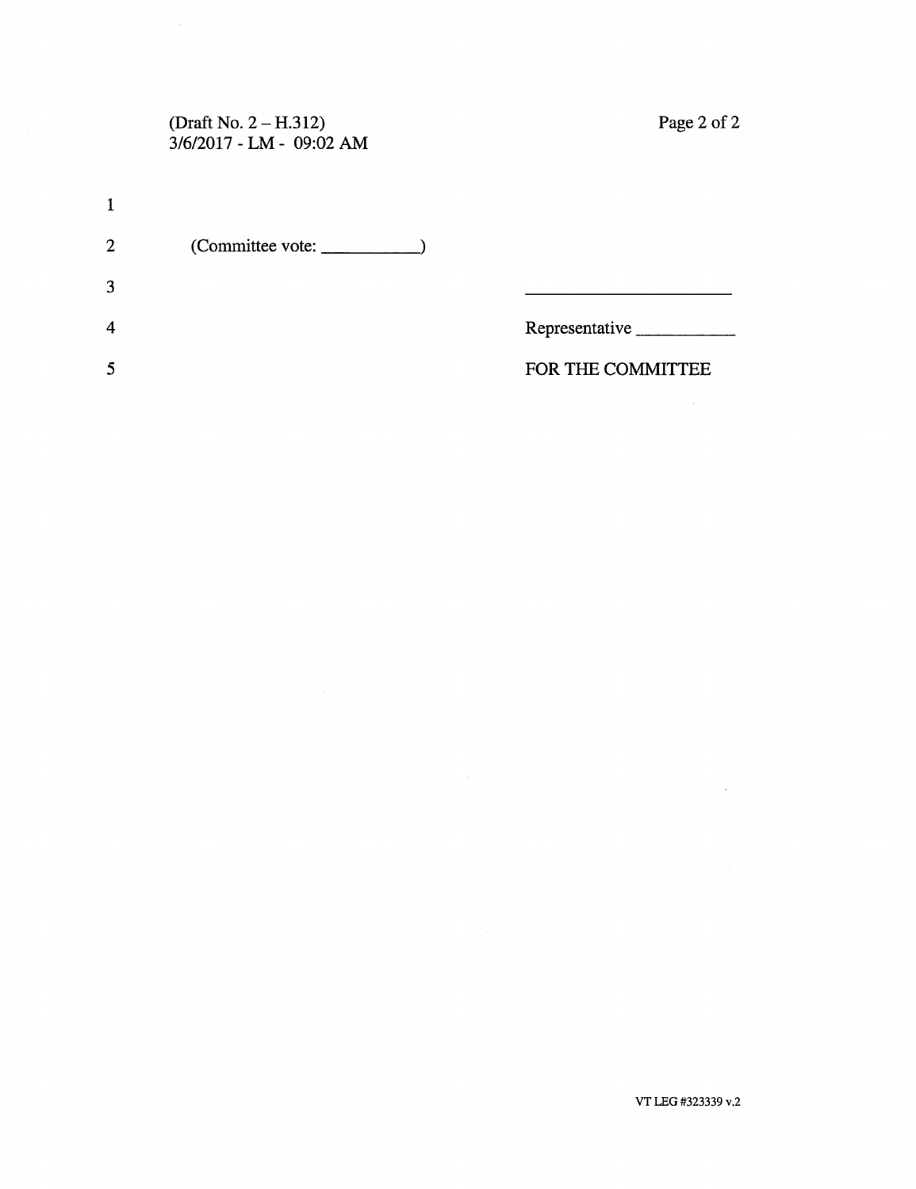(Committee vote: ___________)

_______________________

Representative ___________

FOR THE COMMITTEE